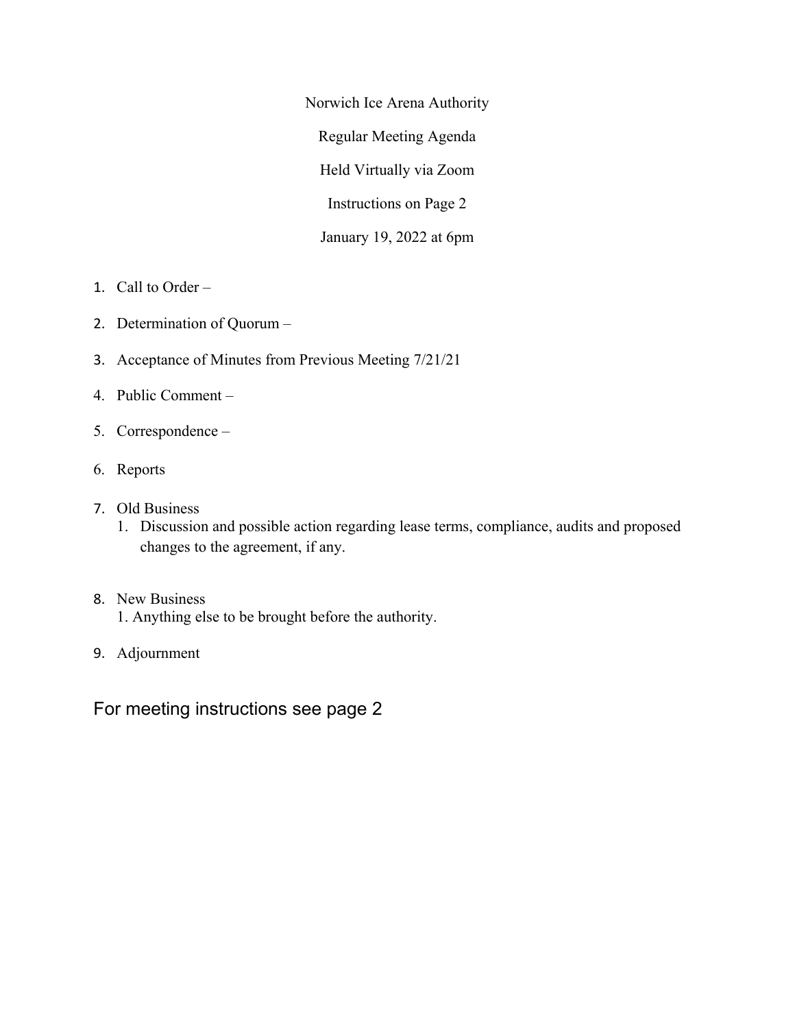Norwich Ice Arena Authority

Regular Meeting Agenda

Held Virtually via Zoom

Instructions on Page 2

January 19, 2022 at 6pm

1. Call to Order –
2. Determination of Quorum –
3. Acceptance of Minutes from Previous Meeting 7/21/21
4. Public Comment –
5. Correspondence –
6. Reports
7. Old Business
   1. Discussion and possible action regarding lease terms, compliance, audits and proposed changes to the agreement, if any.
8. New Business
   1. Anything else to be brought before the authority.
9. Adjournment

For meeting instructions see page 2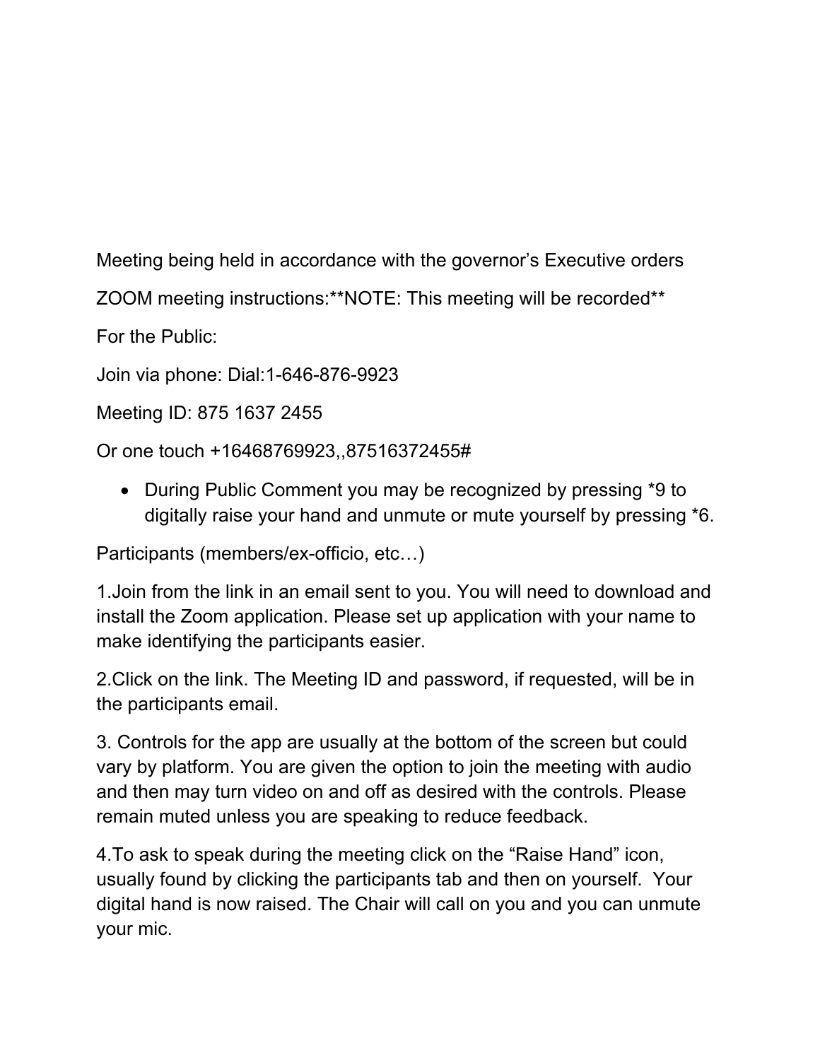Meeting being held in accordance with the governor's Executive orders

ZOOM meeting instructions:**NOTE: This meeting will be recorded**

For the Public:

Join via phone: Dial:1-646-876-9923

Meeting ID: 875 1637 2455

Or one touch +16468769923,,87516372455#

- During Public Comment you may be recognized by pressing *9 to digitally raise your hand and unmute or mute yourself by pressing *6.

Participants (members/ex-officio, etc…)

1.Join from the link in an email sent to you. You will need to download and install the Zoom application. Please set up application with your name to make identifying the participants easier.

2.Click on the link. The Meeting ID and password, if requested, will be in the participants email.

3. Controls for the app are usually at the bottom of the screen but could vary by platform. You are given the option to join the meeting with audio and then may turn video on and off as desired with the controls. Please remain muted unless you are speaking to reduce feedback.

4.To ask to speak during the meeting click on the "Raise Hand" icon, usually found by clicking the participants tab and then on yourself. Your digital hand is now raised. The Chair will call on you and you can unmute your mic.